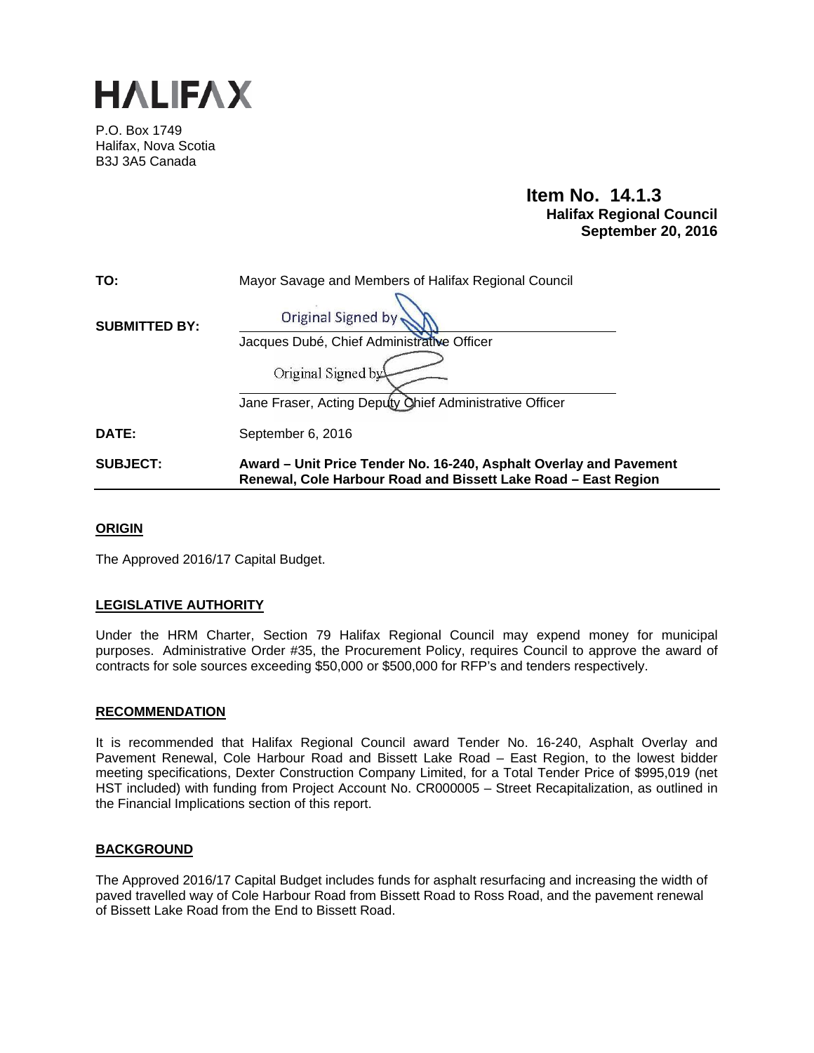# HALIFAX

P.O. Box 1749
Halifax, Nova Scotia
B3J 3A5 Canada

**Item No. 14.1.3**
**Halifax Regional Council**
**September 20, 2016**

| | |
|---|---|
| **TO:** | Mayor Savage and Members of Halifax Regional Council |
| **SUBMITTED BY:** | Original Signed by<br>Jacques Dubé, Chief Administrative Officer<br>Original Signed by<br>Jane Fraser, Acting Deputy Chief Administrative Officer |
| **DATE:** | September 6, 2016 |
| **SUBJECT:** | **Award – Unit Price Tender No. 16-240, Asphalt Overlay and Pavement Renewal, Cole Harbour Road and Bissett Lake Road – East Region** |

## ORIGIN

The Approved 2016/17 Capital Budget.

## LEGISLATIVE AUTHORITY

Under the HRM Charter, Section 79 Halifax Regional Council may expend money for municipal purposes. Administrative Order #35, the Procurement Policy, requires Council to approve the award of contracts for sole sources exceeding $50,000 or $500,000 for RFP's and tenders respectively.

## RECOMMENDATION

It is recommended that Halifax Regional Council award Tender No. 16-240, Asphalt Overlay and Pavement Renewal, Cole Harbour Road and Bissett Lake Road – East Region, to the lowest bidder meeting specifications, Dexter Construction Company Limited, for a Total Tender Price of $995,019 (net HST included) with funding from Project Account No. CR000005 – Street Recapitalization, as outlined in the Financial Implications section of this report.

## BACKGROUND

The Approved 2016/17 Capital Budget includes funds for asphalt resurfacing and increasing the width of paved travelled way of Cole Harbour Road from Bissett Road to Ross Road, and the pavement renewal of Bissett Lake Road from the End to Bissett Road.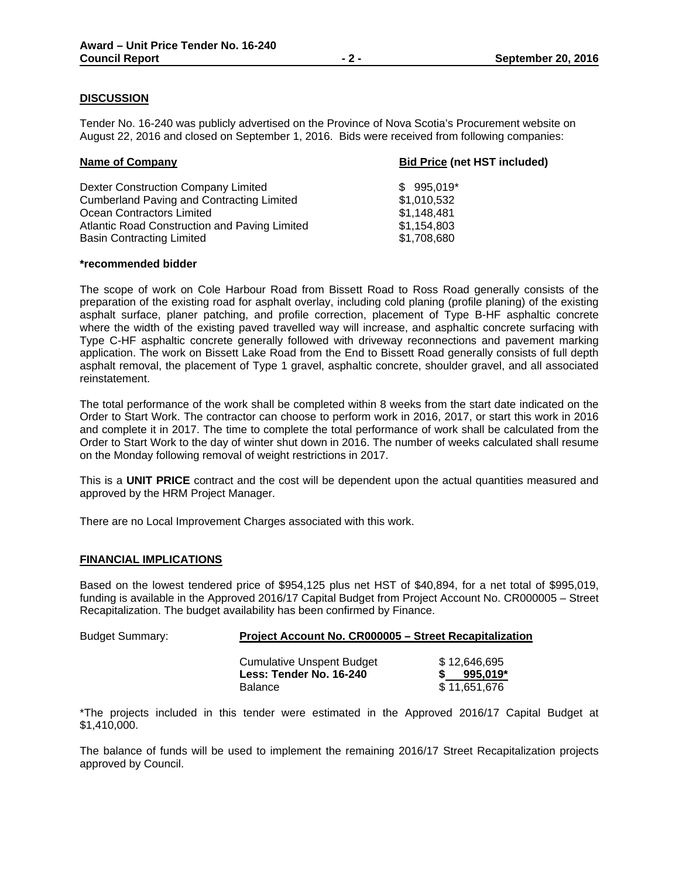## DISCUSSION

Tender No. 16-240 was publicly advertised on the Province of Nova Scotia's Procurement website on August 22, 2016 and closed on September 1, 2016. Bids were received from following companies:

| Name of Company | Bid Price (net HST included) |
|---|---|
| Dexter Construction Company Limited | $ 995,019* |
| Cumberland Paving and Contracting Limited | $1,010,532 |
| Ocean Contractors Limited | $1,148,481 |
| Atlantic Road Construction and Paving Limited | $1,154,803 |
| Basin Contracting Limited | $1,708,680 |

**\*recommended bidder**

The scope of work on Cole Harbour Road from Bissett Road to Ross Road generally consists of the preparation of the existing road for asphalt overlay, including cold planing (profile planing) of the existing asphalt surface, planer patching, and profile correction, placement of Type B-HF asphaltic concrete where the width of the existing paved travelled way will increase, and asphaltic concrete surfacing with Type C-HF asphaltic concrete generally followed with driveway reconnections and pavement marking application. The work on Bissett Lake Road from the End to Bissett Road generally consists of full depth asphalt removal, the placement of Type 1 gravel, asphaltic concrete, shoulder gravel, and all associated reinstatement.

The total performance of the work shall be completed within 8 weeks from the start date indicated on the Order to Start Work. The contractor can choose to perform work in 2016, 2017, or start this work in 2016 and complete it in 2017. The time to complete the total performance of work shall be calculated from the Order to Start Work to the day of winter shut down in 2016. The number of weeks calculated shall resume on the Monday following removal of weight restrictions in 2017.

This is a **UNIT PRICE** contract and the cost will be dependent upon the actual quantities measured and approved by the HRM Project Manager.

There are no Local Improvement Charges associated with this work.

## FINANCIAL IMPLICATIONS

Based on the lowest tendered price of $954,125 plus net HST of $40,894, for a net total of $995,019, funding is available in the Approved 2016/17 Capital Budget from Project Account No. CR000005 – Street Recapitalization. The budget availability has been confirmed by Finance.

Budget Summary: **Project Account No. CR000005 – Street Recapitalization**

| | |
|---|---|
| Cumulative Unspent Budget | $ 12,646,695 |
| **Less: Tender No. 16-240** | **$ 995,019*** |
| Balance | $ 11,651,676 |

*The projects included in this tender were estimated in the Approved 2016/17 Capital Budget at $1,410,000.

The balance of funds will be used to implement the remaining 2016/17 Street Recapitalization projects approved by Council.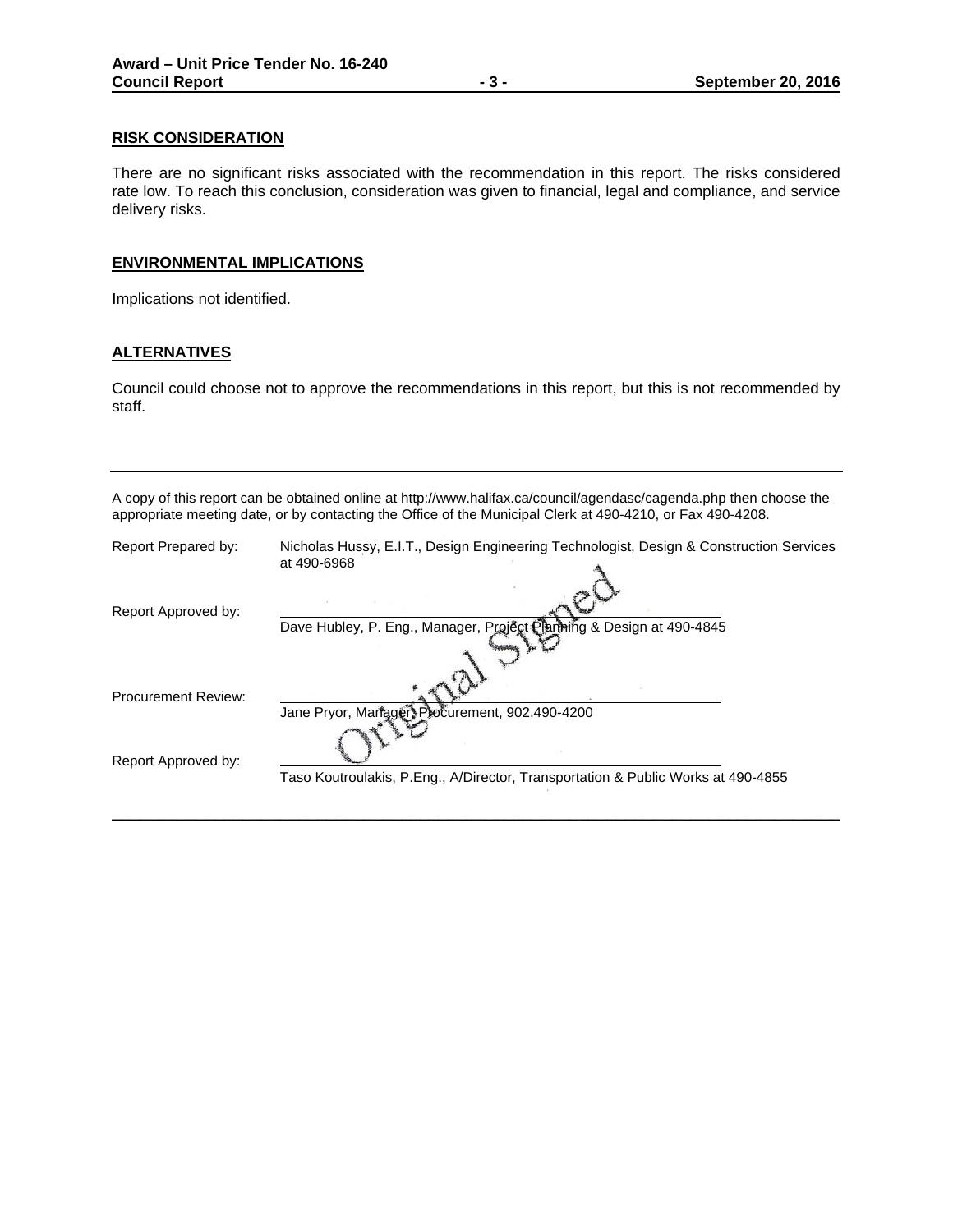## RISK CONSIDERATION

There are no significant risks associated with the recommendation in this report. The risks considered rate low. To reach this conclusion, consideration was given to financial, legal and compliance, and service delivery risks.

## ENVIRONMENTAL IMPLICATIONS

Implications not identified.

## ALTERNATIVES

Council could choose not to approve the recommendations in this report, but this is not recommended by staff.

---

A copy of this report can be obtained online at http://www.halifax.ca/council/agendasc/cagenda.php then choose the appropriate meeting date, or by contacting the Office of the Municipal Clerk at 490-4210, or Fax 490-4208.

Report Prepared by: Nicholas Hussy, E.I.T., Design Engineering Technologist, Design & Construction Services at 490-6968

Original Signed

Report Approved by: Dave Hubley, P. Eng., Manager, Project Planning & Design at 490-4845

Procurement Review: Jane Pryor, Manager, Procurement, 902.490-4200

Report Approved by: Taso Koutroulakis, P.Eng., A/Director, Transportation & Public Works at 490-4855